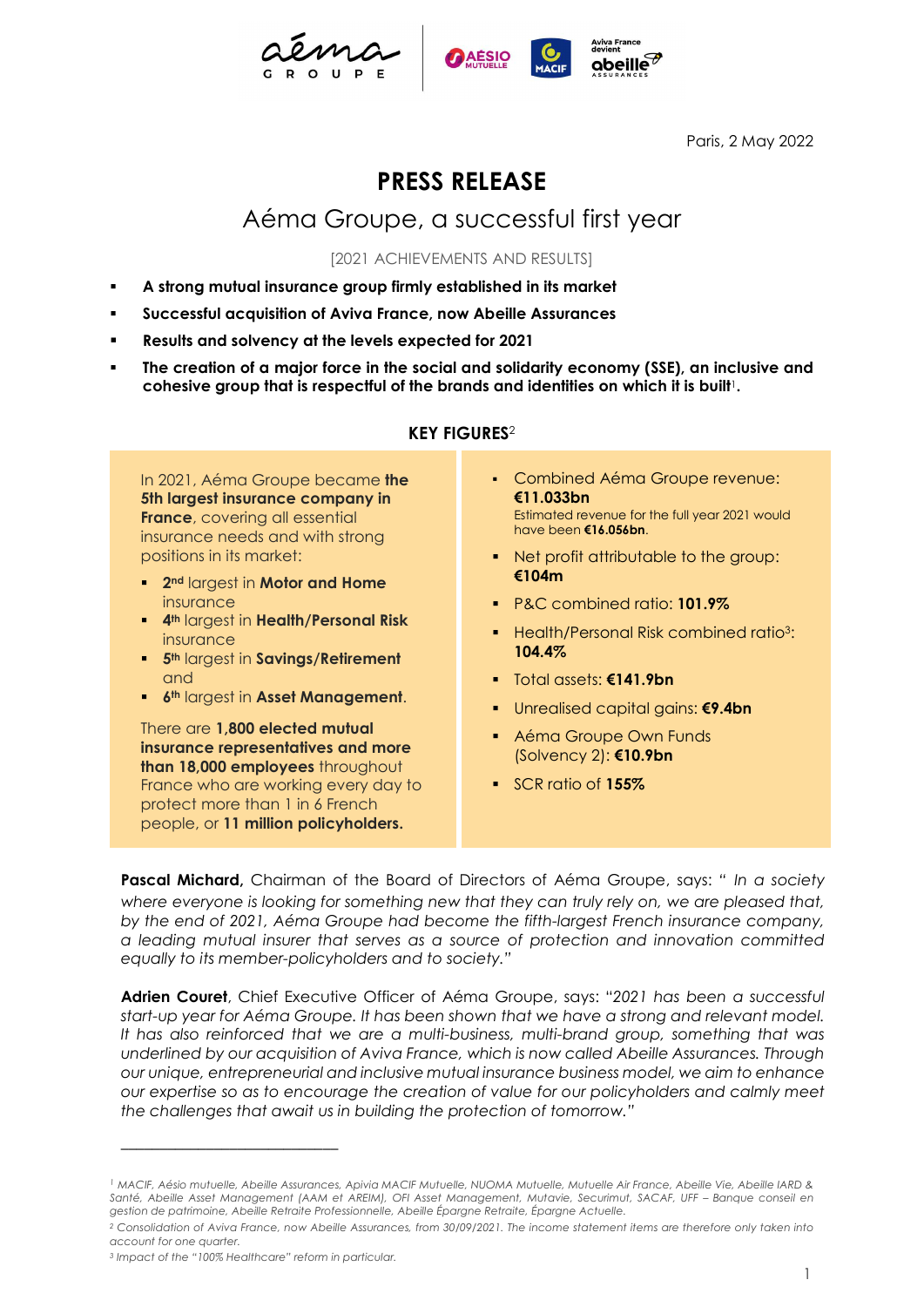Paris, 2 May 2022

# PRESS RELEASE

## Aéma Groupe, a successful first year

[2021 ACHIEVEMENTS AND RESULTS]

- **A strong mutual insurance group firmly established in its market**
- **Successful acquisition of Aviva France, now Abeille Assurances**
- **Results and solvency at the levels expected for 2021**
- **The creation of a major force in the social and solidarity economy (SSE), an inclusive and cohesive group that is respectful of the brands and identities on which it is built**[1]**.**

### KEY FIGURES[2]

In 2021, Aéma Groupe became **the 5th largest insurance company in France**, covering all essential insurance needs and with strong positions in its market:

- **2nd** largest in **Motor and Home** insurance
- **4th** largest in **Health/Personal Risk** insurance
- **5th** largest in **Savings/Retirement** and
- **6th** largest in **Asset Management**.

There are **1,800 elected mutual insurance representatives and more than 18,000 employees** throughout France who are working every day to protect more than 1 in 6 French people, or **11 million policyholders.**

- Combined Aéma Groupe revenue: **€11.033bn**
  Estimated revenue for the full year 2021 would have been **€16.056bn**.
- Net profit attributable to the group: **€104m**
- P&C combined ratio: **101.9%**
- Health/Personal Risk combined ratio[3]: **104.4%**
- Total assets: **€141.9bn**
- Unrealised capital gains: **€9.4bn**
- Aéma Groupe Own Funds (Solvency 2): **€10.9bn**
- SCR ratio of **155%**

**Pascal Michard,** Chairman of the Board of Directors of Aéma Groupe, says: " *In a society where everyone is looking for something new that they can truly rely on, we are pleased that, by the end of 2021, Aéma Groupe had become the fifth-largest French insurance company, a leading mutual insurer that serves as a source of protection and innovation committed equally to its member-policyholders and to society.*"

**Adrien Couret**, Chief Executive Officer of Aéma Groupe, says: "*2021 has been a successful start-up year for Aéma Groupe. It has been shown that we have a strong and relevant model. It has also reinforced that we are a multi-business, multi-brand group, something that was underlined by our acquisition of Aviva France, which is now called Abeille Assurances. Through our unique, entrepreneurial and inclusive mutual insurance business model, we aim to enhance our expertise so as to encourage the creation of value for our policyholders and calmly meet the challenges that await us in building the protection of tomorrow.*"

---

[1] *MACIF, Aésio mutuelle, Abeille Assurances, Apivia MACIF Mutuelle, NUOMA Mutuelle, Mutuelle Air France, Abeille Vie, Abeille IARD & Santé, Abeille Asset Management (AAM et AREIM), OFI Asset Management, Mutavie, Securimut, SACAF, UFF – Banque conseil en gestion de patrimoine, Abeille Retraite Professionnelle, Abeille Épargne Retraite, Épargne Actuelle.*

[2] *Consolidation of Aviva France, now Abeille Assurances, from 30/09/2021. The income statement items are therefore only taken into account for one quarter.*

[3] *Impact of the "100% Healthcare" reform in particular.*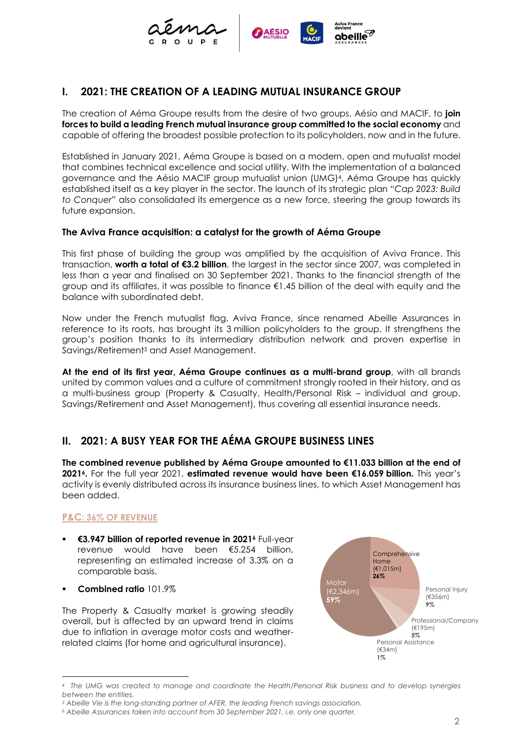## I. 2021: THE CREATION OF A LEADING MUTUAL INSURANCE GROUP

The creation of Aéma Groupe results from the desire of two groups, Aésio and MACIF, to **join forces to build a leading French mutual insurance group committed to the social economy** and capable of offering the broadest possible protection to its policyholders, now and in the future.

Established in January 2021, Aéma Groupe is based on a modern, open and mutualist model that combines technical excellence and social utility. With the implementation of a balanced governance and the Aésio MACIF group mutualist union (UMG)[4], Aéma Groupe has quickly established itself as a key player in the sector. The launch of its strategic plan "*Cap 2023: Build to Conquer*" also consolidated its emergence as a new force, steering the group towards its future expansion.

### The Aviva France acquisition: a catalyst for the growth of Aéma Groupe

This first phase of building the group was amplified by the acquisition of Aviva France. This transaction, **worth a total of €3.2 billion**, the largest in the sector since 2007, was completed in less than a year and finalised on 30 September 2021. Thanks to the financial strength of the group and its affiliates, it was possible to finance €1.45 billion of the deal with equity and the balance with subordinated debt.

Now under the French mutualist flag, Aviva France, since renamed Abeille Assurances in reference to its roots, has brought its 3 million policyholders to the group. It strengthens the group's position thanks to its intermediary distribution network and proven expertise in Savings/Retirement[5] and Asset Management.

**At the end of its first year, Aéma Groupe continues as a multi-brand group**, with all brands united by common values and a culture of commitment strongly rooted in their history, and as a multi-business group (Property & Casualty, Health/Personal Risk – individual and group, Savings/Retirement and Asset Management), thus covering all essential insurance needs.

## II. 2021: A BUSY YEAR FOR THE AÉMA GROUPE BUSINESS LINES

**The combined revenue published by Aéma Groupe amounted to €11.033 billion at the end of 2021[6].** For the full year 2021, **estimated revenue would have been €16.059 billion.** This year's activity is evenly distributed across its insurance business lines, to which Asset Management has been added.

### P&C: 36% OF REVENUE

- **€3.947 billion of reported revenue in 2021[6]** Full-year revenue would have been €5.254 billion, representing an estimated increase of 3.3% on a comparable basis.
- **Combined ratio** 101.9%

The Property & Casualty market is growing steadily overall, but is affected by an upward trend in claims due to inflation in average motor costs and weather-related claims (for home and agricultural insurance).

| Segment | Amount | Share |
|---|---|---|
| Motor | €2,346m | 59% |
| Comprehensive Home | €1,015m | 26% |
| Personal Injury | €356m | 9% |
| Professional/Company | €195m | 5% |
| Personal Assistance | €34m | 1% |

---

[4] *The UMG was created to manage and coordinate the Health/Personal Risk business and to develop synergies between the entities.*

[5] *Abeille Vie is the long-standing partner of AFER, the leading French savings association.*

[6] *Abeille Assurances taken into account from 30 September 2021, i.e. only one quarter.*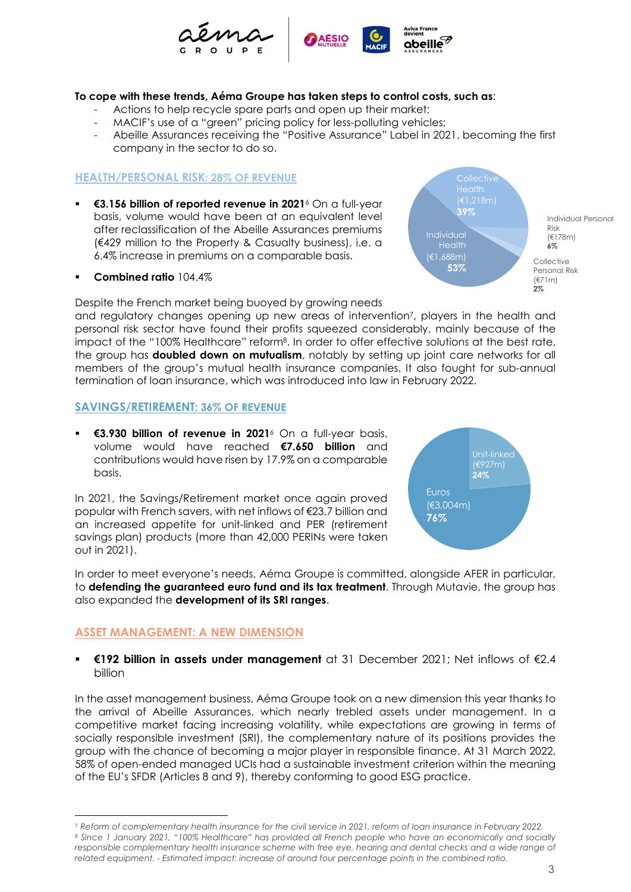**To cope with these trends, Aéma Groupe has taken steps to control costs, such as**:

- Actions to help recycle spare parts and open up their market;
- MACIF's use of a "green" pricing policy for less-polluting vehicles;
- Abeille Assurances receiving the "Positive Assurance" Label in 2021, becoming the first company in the sector to do so.

## HEALTH/PERSONAL RISK: 28% OF REVENUE

- **€3.156 billion of reported revenue in 2021**[6] On a full-year basis, volume would have been at an equivalent level after reclassification of the Abeille Assurances premiums (€429 million to the Property & Casualty business), i.e. a 6.4% increase in premiums on a comparable basis.
- **Combined ratio** 104.4%

Collective Health (€1,218m) **39%**
Individual Health (€1,688m) **53%**
Individual Personal Risk (€178m) **6%**
Collective Personal Risk (€71m) **2%**

Despite the French market being buoyed by growing needs and regulatory changes opening up new areas of intervention[7], players in the health and personal risk sector have found their profits squeezed considerably, mainly because of the impact of the "100% Healthcare" reform[8]. In order to offer effective solutions at the best rate, the group has **doubled down on mutualism**, notably by setting up joint care networks for all members of the group's mutual health insurance companies. It also fought for sub-annual termination of loan insurance, which was introduced into law in February 2022.

## SAVINGS/RETIREMENT: 36% OF REVENUE

- **€3.930 billion of revenue in 2021**[6] On a full-year basis, volume would have reached **€7.650 billion** and contributions would have risen by 17.9% on a comparable basis.

Unit-linked (€927m) **24%**
Euros (€3.004m) **76%**

In 2021, the Savings/Retirement market once again proved popular with French savers, with net inflows of €23.7 billion and an increased appetite for unit-linked and PER (retirement savings plan) products (more than 42,000 PERINs were taken out in 2021).

In order to meet everyone's needs, Aéma Groupe is committed, alongside AFER in particular, to **defending the guaranteed euro fund and its tax treatment**. Through Mutavie, the group has also expanded the **development of its SRI ranges**.

## ASSET MANAGEMENT: A NEW DIMENSION

- **€192 billion in assets under management** at 31 December 2021; Net inflows of €2.4 billion

In the asset management business, Aéma Groupe took on a new dimension this year thanks to the arrival of Abeille Assurances, which nearly trebled assets under management. In a competitive market facing increasing volatility, while expectations are growing in terms of socially responsible investment (SRI), the complementary nature of its positions provides the group with the chance of becoming a major player in responsible finance. At 31 March 2022, 58% of open-ended managed UCIs had a sustainable investment criterion within the meaning of the EU's SFDR (Articles 8 and 9), thereby conforming to good ESG practice.

---

*[7] Reform of complementary health insurance for the civil service in 2021, reform of loan insurance in February 2022.*
*[8] Since 1 January 2021, "100% Healthcare" has provided all French people who have an economically and socially responsible complementary health insurance scheme with free eye, hearing and dental checks and a wide range of related equipment. - Estimated impact: increase of around four percentage points in the combined ratio.*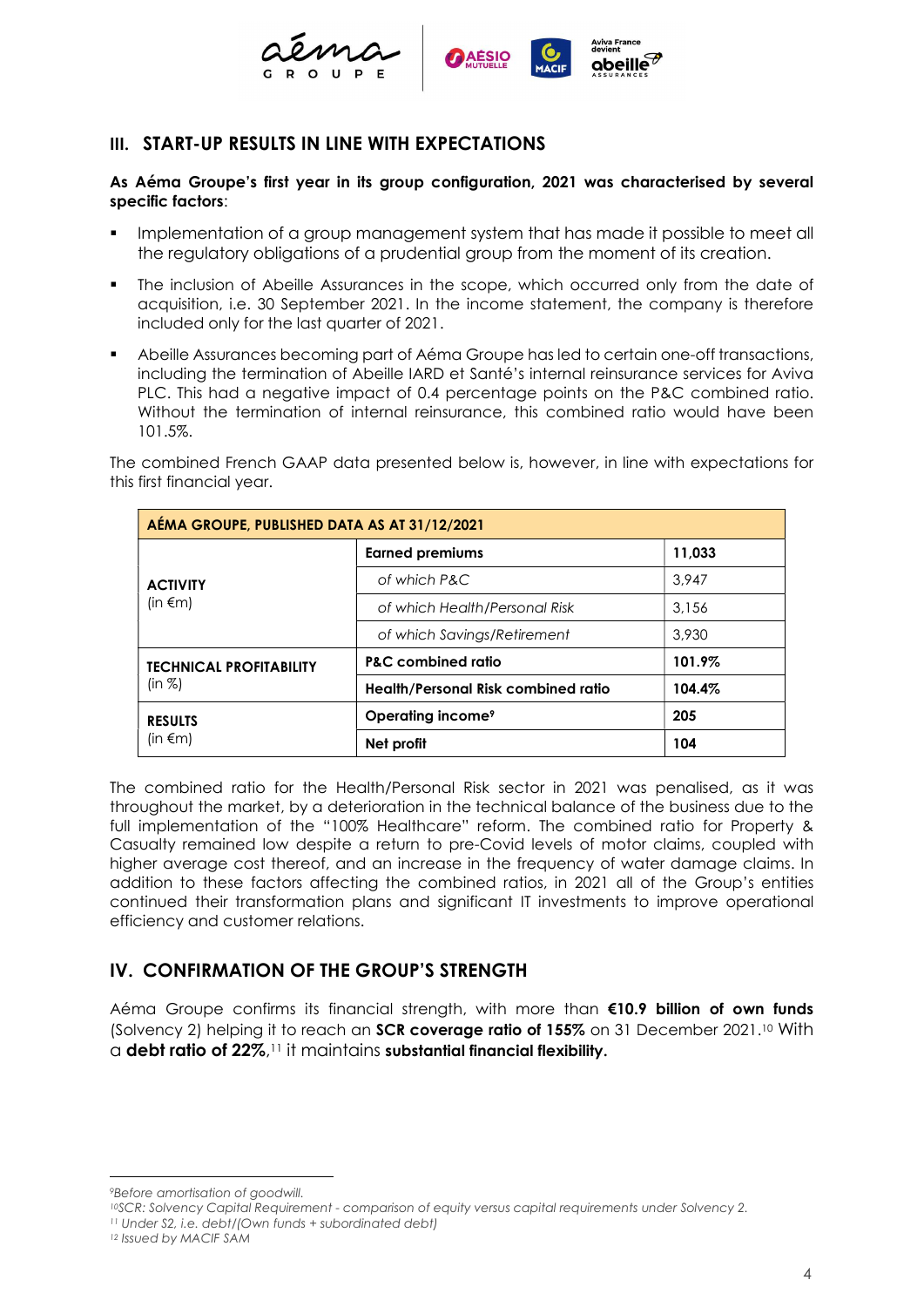## III. START-UP RESULTS IN LINE WITH EXPECTATIONS

**As Aéma Groupe's first year in its group configuration, 2021 was characterised by several specific factors**:

- Implementation of a group management system that has made it possible to meet all the regulatory obligations of a prudential group from the moment of its creation.
- The inclusion of Abeille Assurances in the scope, which occurred only from the date of acquisition, i.e. 30 September 2021. In the income statement, the company is therefore included only for the last quarter of 2021.
- Abeille Assurances becoming part of Aéma Groupe has led to certain one-off transactions, including the termination of Abeille IARD et Santé's internal reinsurance services for Aviva PLC. This had a negative impact of 0.4 percentage points on the P&C combined ratio. Without the termination of internal reinsurance, this combined ratio would have been 101.5%.

The combined French GAAP data presented below is, however, in line with expectations for this first financial year.

| **AÉMA GROUPE, PUBLISHED DATA AS AT 31/12/2021** | | |
|---|---|---|
| **ACTIVITY** (in €m) | **Earned premiums** | **11,033** |
| | *of which P&C* | 3,947 |
| | *of which Health/Personal Risk* | 3,156 |
| | *of which Savings/Retirement* | 3,930 |
| **TECHNICAL PROFITABILITY** (in %) | **P&C combined ratio** | **101.9%** |
| | **Health/Personal Risk combined ratio** | **104.4%** |
| **RESULTS** (in €m) | **Operating income**[9] | **205** |
| | **Net profit** | **104** |

The combined ratio for the Health/Personal Risk sector in 2021 was penalised, as it was throughout the market, by a deterioration in the technical balance of the business due to the full implementation of the "100% Healthcare" reform. The combined ratio for Property & Casualty remained low despite a return to pre-Covid levels of motor claims, coupled with higher average cost thereof, and an increase in the frequency of water damage claims. In addition to these factors affecting the combined ratios, in 2021 all of the Group's entities continued their transformation plans and significant IT investments to improve operational efficiency and customer relations.

## IV. CONFIRMATION OF THE GROUP'S STRENGTH

Aéma Groupe confirms its financial strength, with more than **€10.9 billion of own funds** (Solvency 2) helping it to reach an **SCR coverage ratio of 155%** on 31 December 2021.[10] With a **debt ratio of 22%**,[11] it maintains **substantial financial flexibility**.

---

[9] *Before amortisation of goodwill.*

[10] *SCR: Solvency Capital Requirement - comparison of equity versus capital requirements under Solvency 2.*

[11] *Under S2, i.e. debt/(Own funds + subordinated debt)*

[12] *Issued by MACIF SAM*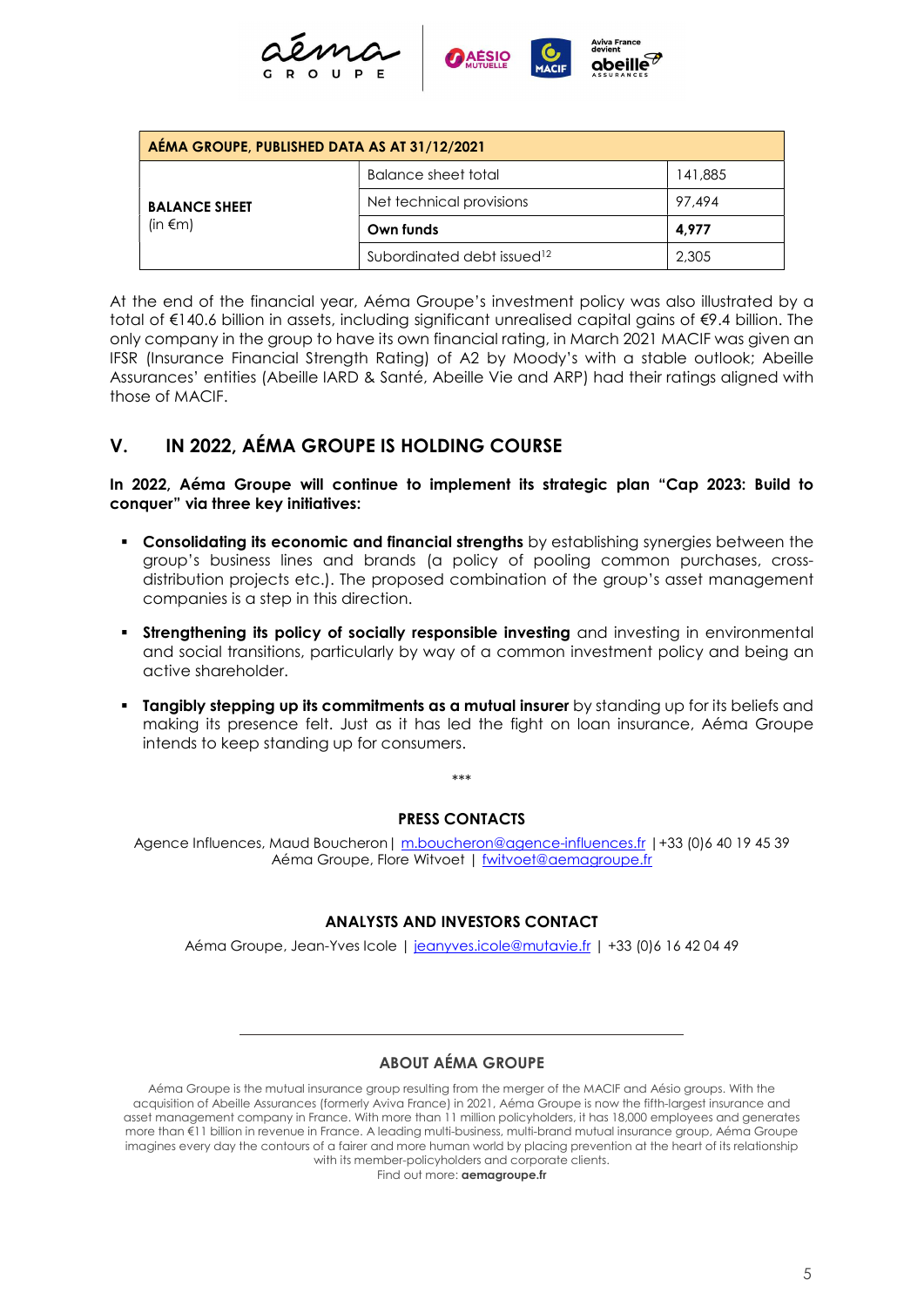| AÉMA GROUPE, PUBLISHED DATA AS AT 31/12/2021 | | |
|---|---|---|
| **BALANCE SHEET** (in €m) | Balance sheet total | 141,885 |
| | Net technical provisions | 97,494 |
| | **Own funds** | **4,977** |
| | Subordinated debt issued[12] | 2,305 |

At the end of the financial year, Aéma Groupe's investment policy was also illustrated by a total of €140.6 billion in assets, including significant unrealised capital gains of €9.4 billion. The only company in the group to have its own financial rating, in March 2021 MACIF was given an IFSR (Insurance Financial Strength Rating) of A2 by Moody's with a stable outlook; Abeille Assurances' entities (Abeille IARD & Santé, Abeille Vie and ARP) had their ratings aligned with those of MACIF.

## V. IN 2022, AÉMA GROUPE IS HOLDING COURSE

**In 2022, Aéma Groupe will continue to implement its strategic plan "Cap 2023: Build to conquer" via three key initiatives:**

- **Consolidating its economic and financial strengths** by establishing synergies between the group's business lines and brands (a policy of pooling common purchases, cross-distribution projects etc.). The proposed combination of the group's asset management companies is a step in this direction.
- **Strengthening its policy of socially responsible investing** and investing in environmental and social transitions, particularly by way of a common investment policy and being an active shareholder.
- **Tangibly stepping up its commitments as a mutual insurer** by standing up for its beliefs and making its presence felt. Just as it has led the fight on loan insurance, Aéma Groupe intends to keep standing up for consumers.

\*\*\*

### PRESS CONTACTS

Agence Influences, Maud Boucheron | m.boucheron@agence-influences.fr | +33 (0)6 40 19 45 39
Aéma Groupe, Flore Witvoet | fwitvoet@aemagroupe.fr

### ANALYSTS AND INVESTORS CONTACT

Aéma Groupe, Jean-Yves Icole | jeanyves.icole@mutavie.fr | +33 (0)6 16 42 04 49

---

### ABOUT AÉMA GROUPE

Aéma Groupe is the mutual insurance group resulting from the merger of the MACIF and Aésio groups. With the acquisition of Abeille Assurances (formerly Aviva France) in 2021, Aéma Groupe is now the fifth-largest insurance and asset management company in France. With more than 11 million policyholders, it has 18,000 employees and generates more than €11 billion in revenue in France. A leading multi-business, multi-brand mutual insurance group, Aéma Groupe imagines every day the contours of a fairer and more human world by placing prevention at the heart of its relationship with its member-policyholders and corporate clients.
Find out more: **aemagroupe.fr**